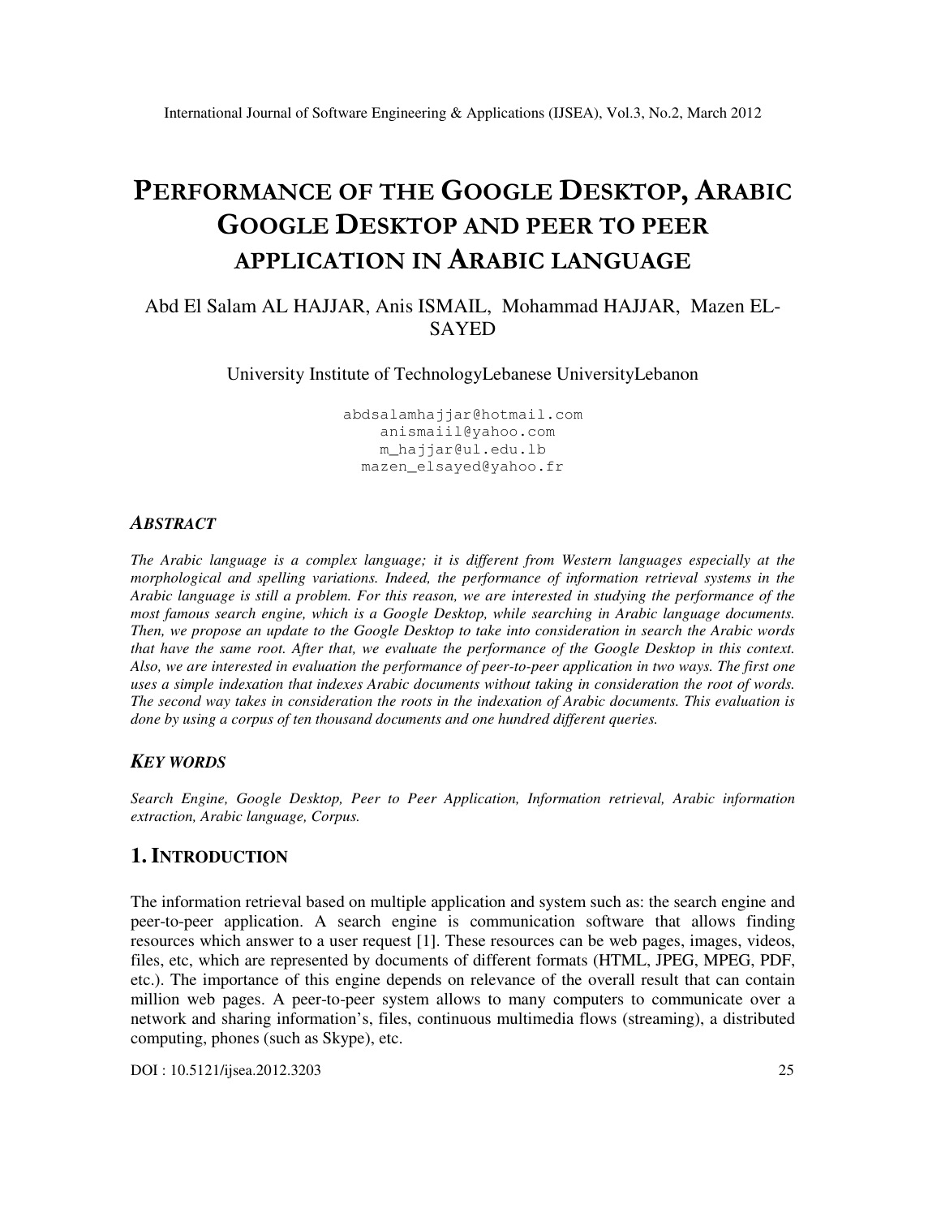# PERFORMANCE OF THE GOOGLE DESKTOP, ARABIC GOOGLE DESKTOP AND PEER TO PEER APPLICATION IN ARABIC LANGUAGE

Abd El Salam AL HAJJAR, Anis ISMAIL, Mohammad HAJJAR, Mazen EL-SAYED

University Institute of TechnologyLebanese UniversityLebanon

abdsalamhajjar@hotmail.com
anismaiil@yahoo.com
m_hajjar@ul.edu.lb
mazen_elsayed@yahoo.fr

## ABSTRACT

*The Arabic language is a complex language; it is different from Western languages especially at the morphological and spelling variations. Indeed, the performance of information retrieval systems in the Arabic language is still a problem. For this reason, we are interested in studying the performance of the most famous search engine, which is a Google Desktop, while searching in Arabic language documents. Then, we propose an update to the Google Desktop to take into consideration in search the Arabic words that have the same root. After that, we evaluate the performance of the Google Desktop in this context. Also, we are interested in evaluation the performance of peer-to-peer application in two ways. The first one uses a simple indexation that indexes Arabic documents without taking in consideration the root of words. The second way takes in consideration the roots in the indexation of Arabic documents. This evaluation is done by using a corpus of ten thousand documents and one hundred different queries.*

## KEY WORDS

*Search Engine, Google Desktop, Peer to Peer Application, Information retrieval, Arabic information extraction, Arabic language, Corpus.*

## 1. INTRODUCTION

The information retrieval based on multiple application and system such as: the search engine and peer-to-peer application. A search engine is communication software that allows finding resources which answer to a user request [1]. These resources can be web pages, images, videos, files, etc, which are represented by documents of different formats (HTML, JPEG, MPEG, PDF, etc.). The importance of this engine depends on relevance of the overall result that can contain million web pages. A peer-to-peer system allows to many computers to communicate over a network and sharing information's, files, continuous multimedia flows (streaming), a distributed computing, phones (such as Skype), etc.

DOI : 10.5121/ijsea.2012.3203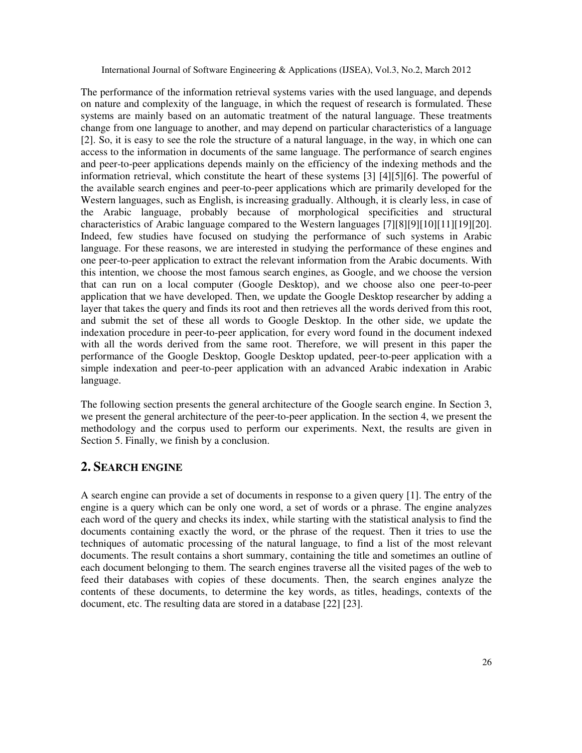The performance of the information retrieval systems varies with the used language, and depends on nature and complexity of the language, in which the request of research is formulated. These systems are mainly based on an automatic treatment of the natural language. These treatments change from one language to another, and may depend on particular characteristics of a language [2]. So, it is easy to see the role the structure of a natural language, in the way, in which one can access to the information in documents of the same language. The performance of search engines and peer-to-peer applications depends mainly on the efficiency of the indexing methods and the information retrieval, which constitute the heart of these systems [3] [4][5][6]. The powerful of the available search engines and peer-to-peer applications which are primarily developed for the Western languages, such as English, is increasing gradually. Although, it is clearly less, in case of the Arabic language, probably because of morphological specificities and structural characteristics of Arabic language compared to the Western languages [7][8][9][10][11][19][20]. Indeed, few studies have focused on studying the performance of such systems in Arabic language. For these reasons, we are interested in studying the performance of these engines and one peer-to-peer application to extract the relevant information from the Arabic documents. With this intention, we choose the most famous search engines, as Google, and we choose the version that can run on a local computer (Google Desktop), and we choose also one peer-to-peer application that we have developed. Then, we update the Google Desktop researcher by adding a layer that takes the query and finds its root and then retrieves all the words derived from this root, and submit the set of these all words to Google Desktop. In the other side, we update the indexation procedure in peer-to-peer application, for every word found in the document indexed with all the words derived from the same root. Therefore, we will present in this paper the performance of the Google Desktop, Google Desktop updated, peer-to-peer application with a simple indexation and peer-to-peer application with an advanced Arabic indexation in Arabic language.

The following section presents the general architecture of the Google search engine. In Section 3, we present the general architecture of the peer-to-peer application. In the section 4, we present the methodology and the corpus used to perform our experiments. Next, the results are given in Section 5. Finally, we finish by a conclusion.

## 2. SEARCH ENGINE

A search engine can provide a set of documents in response to a given query [1]. The entry of the engine is a query which can be only one word, a set of words or a phrase. The engine analyzes each word of the query and checks its index, while starting with the statistical analysis to find the documents containing exactly the word, or the phrase of the request. Then it tries to use the techniques of automatic processing of the natural language, to find a list of the most relevant documents. The result contains a short summary, containing the title and sometimes an outline of each document belonging to them. The search engines traverse all the visited pages of the web to feed their databases with copies of these documents. Then, the search engines analyze the contents of these documents, to determine the key words, as titles, headings, contexts of the document, etc. The resulting data are stored in a database [22] [23].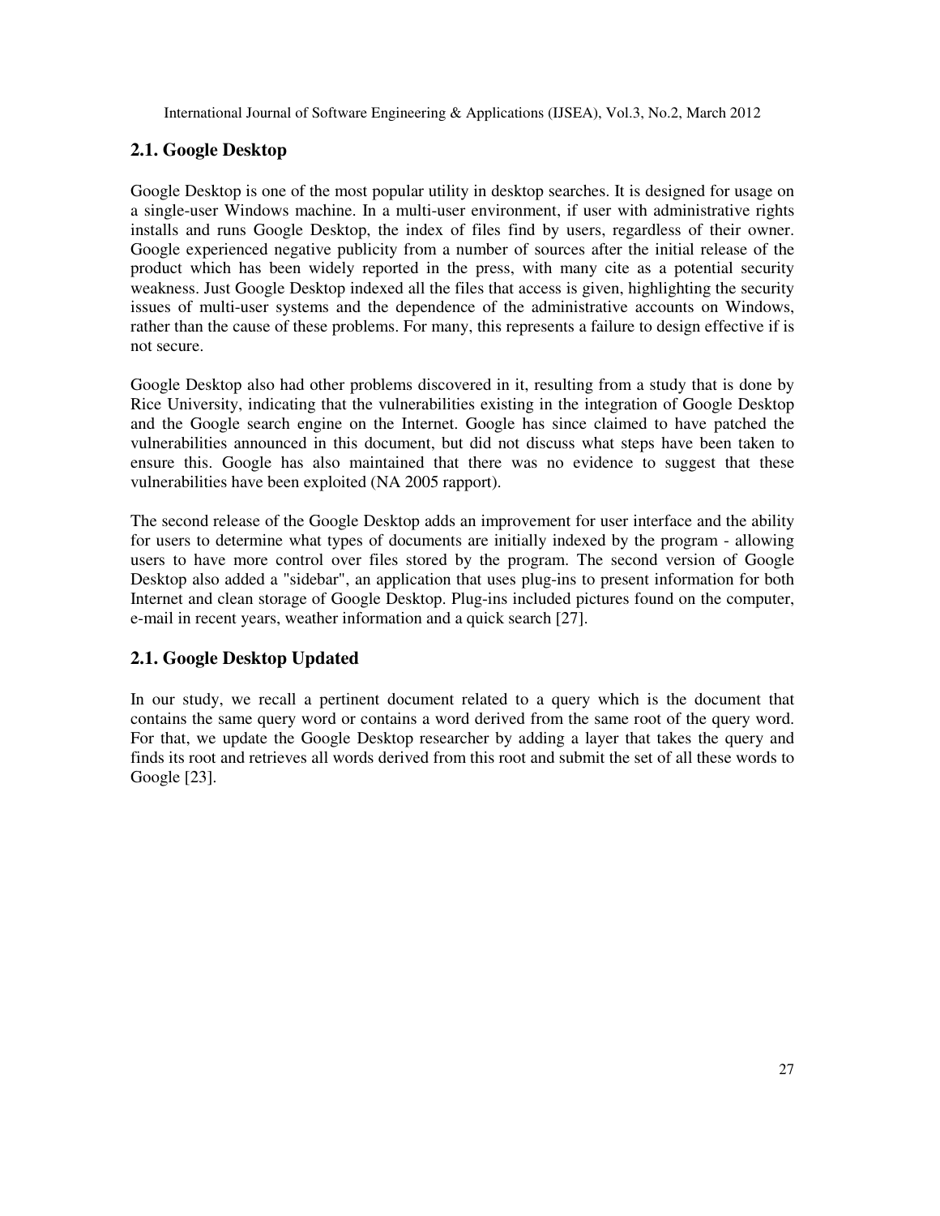## 2.1. Google Desktop

Google Desktop is one of the most popular utility in desktop searches. It is designed for usage on a single-user Windows machine. In a multi-user environment, if user with administrative rights installs and runs Google Desktop, the index of files find by users, regardless of their owner. Google experienced negative publicity from a number of sources after the initial release of the product which has been widely reported in the press, with many cite as a potential security weakness. Just Google Desktop indexed all the files that access is given, highlighting the security issues of multi-user systems and the dependence of the administrative accounts on Windows, rather than the cause of these problems. For many, this represents a failure to design effective if is not secure.

Google Desktop also had other problems discovered in it, resulting from a study that is done by Rice University, indicating that the vulnerabilities existing in the integration of Google Desktop and the Google search engine on the Internet. Google has since claimed to have patched the vulnerabilities announced in this document, but did not discuss what steps have been taken to ensure this. Google has also maintained that there was no evidence to suggest that these vulnerabilities have been exploited (NA 2005 rapport).

The second release of the Google Desktop adds an improvement for user interface and the ability for users to determine what types of documents are initially indexed by the program - allowing users to have more control over files stored by the program. The second version of Google Desktop also added a "sidebar", an application that uses plug-ins to present information for both Internet and clean storage of Google Desktop. Plug-ins included pictures found on the computer, e-mail in recent years, weather information and a quick search [27].

## 2.1. Google Desktop Updated

In our study, we recall a pertinent document related to a query which is the document that contains the same query word or contains a word derived from the same root of the query word. For that, we update the Google Desktop researcher by adding a layer that takes the query and finds its root and retrieves all words derived from this root and submit the set of all these words to Google [23].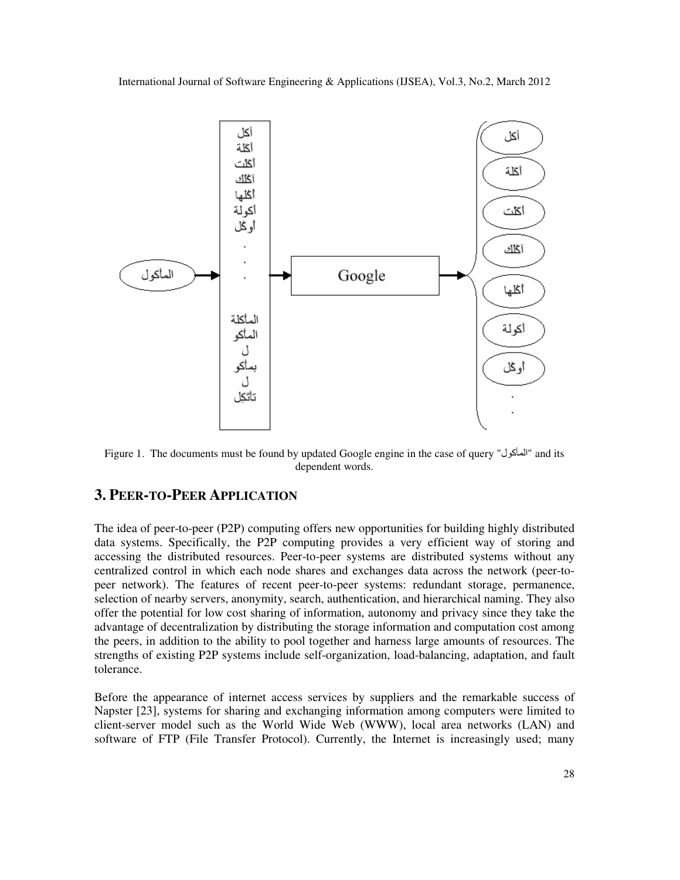Figure 1. The documents must be found by updated Google engine in the case of query "المأكول" and its dependent words.

## 3. PEER-TO-PEER APPLICATION

The idea of peer-to-peer (P2P) computing offers new opportunities for building highly distributed data systems. Specifically, the P2P computing provides a very efficient way of storing and accessing the distributed resources. Peer-to-peer systems are distributed systems without any centralized control in which each node shares and exchanges data across the network (peer-to-peer network). The features of recent peer-to-peer systems: redundant storage, permanence, selection of nearby servers, anonymity, search, authentication, and hierarchical naming. They also offer the potential for low cost sharing of information, autonomy and privacy since they take the advantage of decentralization by distributing the storage information and computation cost among the peers, in addition to the ability to pool together and harness large amounts of resources. The strengths of existing P2P systems include self-organization, load-balancing, adaptation, and fault tolerance.

Before the appearance of internet access services by suppliers and the remarkable success of Napster [23], systems for sharing and exchanging information among computers were limited to client-server model such as the World Wide Web (WWW), local area networks (LAN) and software of FTP (File Transfer Protocol). Currently, the Internet is increasingly used; many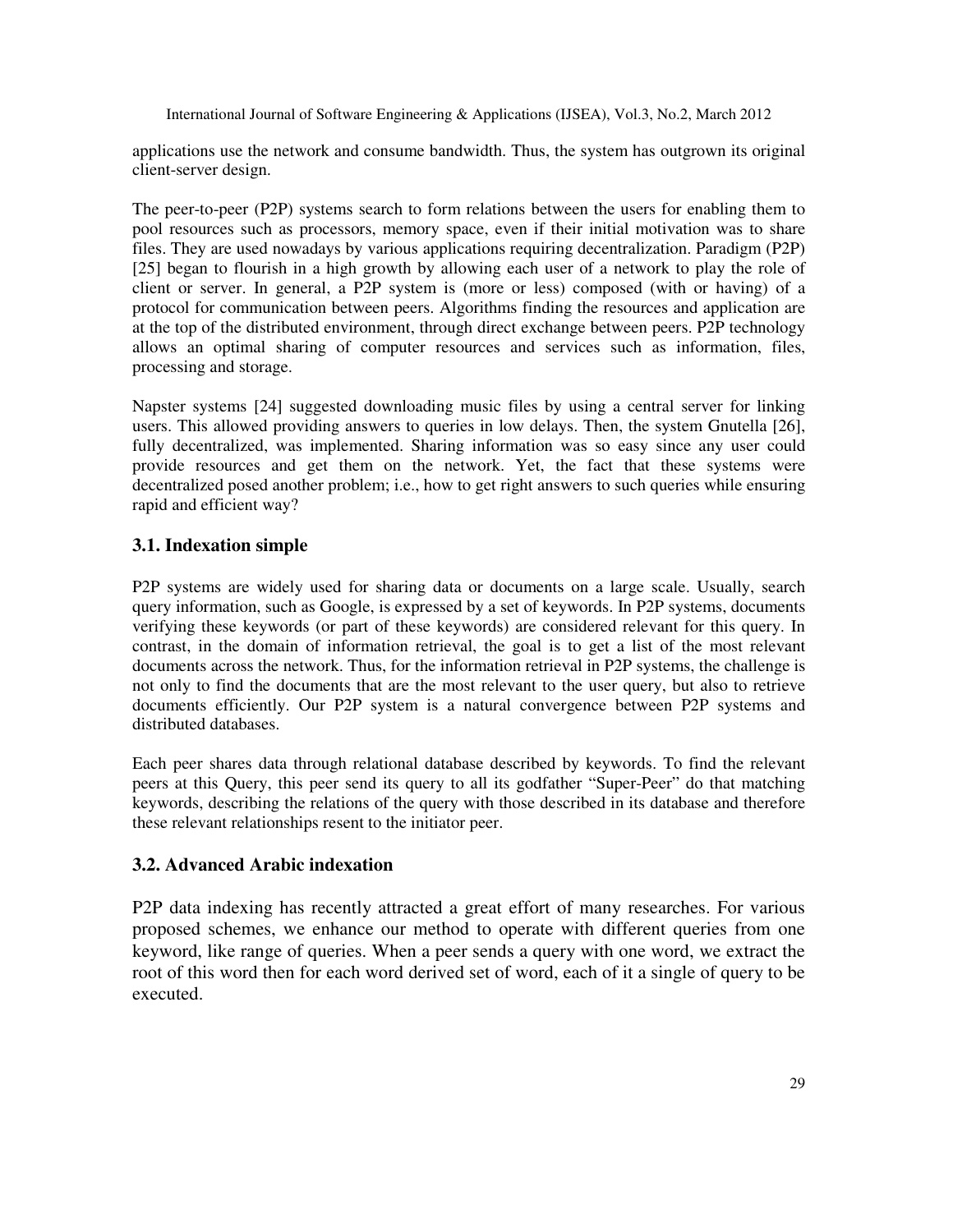applications use the network and consume bandwidth. Thus, the system has outgrown its original client-server design.

The peer-to-peer (P2P) systems search to form relations between the users for enabling them to pool resources such as processors, memory space, even if their initial motivation was to share files. They are used nowadays by various applications requiring decentralization. Paradigm (P2P) [25] began to flourish in a high growth by allowing each user of a network to play the role of client or server. In general, a P2P system is (more or less) composed (with or having) of a protocol for communication between peers. Algorithms finding the resources and application are at the top of the distributed environment, through direct exchange between peers. P2P technology allows an optimal sharing of computer resources and services such as information, files, processing and storage.

Napster systems [24] suggested downloading music files by using a central server for linking users. This allowed providing answers to queries in low delays. Then, the system Gnutella [26], fully decentralized, was implemented. Sharing information was so easy since any user could provide resources and get them on the network. Yet, the fact that these systems were decentralized posed another problem; i.e., how to get right answers to such queries while ensuring rapid and efficient way?

### 3.1. Indexation simple

P2P systems are widely used for sharing data or documents on a large scale. Usually, search query information, such as Google, is expressed by a set of keywords. In P2P systems, documents verifying these keywords (or part of these keywords) are considered relevant for this query. In contrast, in the domain of information retrieval, the goal is to get a list of the most relevant documents across the network. Thus, for the information retrieval in P2P systems, the challenge is not only to find the documents that are the most relevant to the user query, but also to retrieve documents efficiently. Our P2P system is a natural convergence between P2P systems and distributed databases.

Each peer shares data through relational database described by keywords. To find the relevant peers at this Query, this peer send its query to all its godfather "Super-Peer" do that matching keywords, describing the relations of the query with those described in its database and therefore these relevant relationships resent to the initiator peer.

### 3.2. Advanced Arabic indexation

P2P data indexing has recently attracted a great effort of many researches. For various proposed schemes, we enhance our method to operate with different queries from one keyword, like range of queries. When a peer sends a query with one word, we extract the root of this word then for each word derived set of word, each of it a single of query to be executed.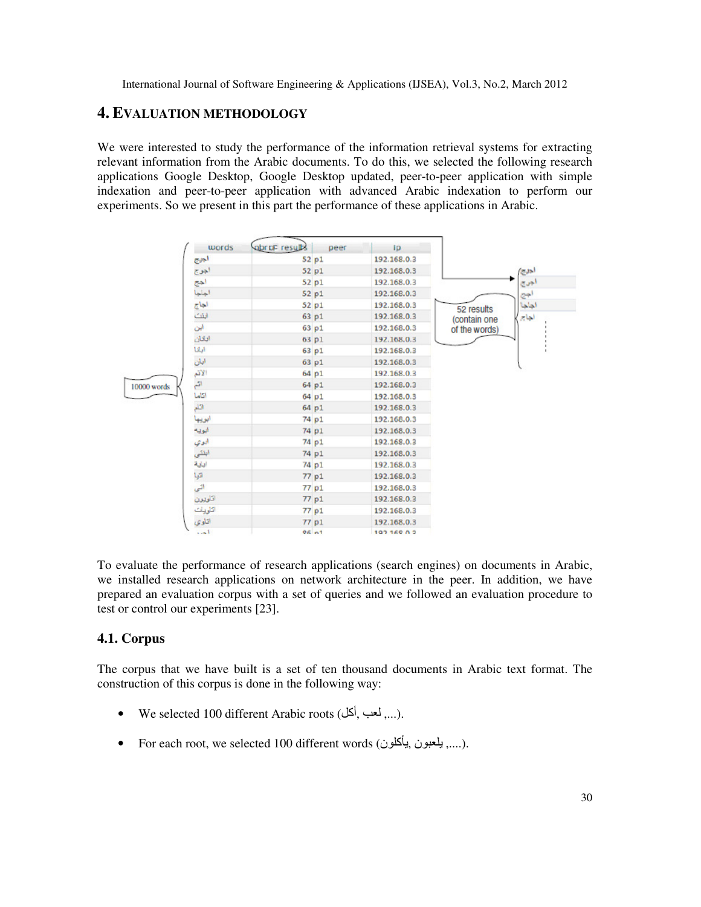# 4. EVALUATION METHODOLOGY

We were interested to study the performance of the information retrieval systems for extracting relevant information from the Arabic documents. To do this, we selected the following research applications Google Desktop, Google Desktop updated, peer-to-peer application with simple indexation and peer-to-peer application with advanced Arabic indexation to perform our experiments. So we present in this part the performance of these applications in Arabic.

| words | nbr of results | peer | ip |
|---|---|---|---|
| اجيج | 52 | p1 | 192.168.0.3 |
| اجوج | 52 | p1 | 192.168.0.3 |
| اجج | 52 | p1 | 192.168.0.3 |
| اجاجا | 52 | p1 | 192.168.0.3 |
| اجاج | 52 | p1 | 192.168.0.3 |
| ابنك | 63 | p1 | 192.168.0.3 |
| ابن | 63 | p1 | 192.168.0.3 |
| اباتان | 63 | p1 | 192.168.0.3 |
| اباتا | 63 | p1 | 192.168.0.3 |
| ابان | 63 | p1 | 192.168.0.3 |
| الاثم | 64 | p1 | 192.168.0.3 |
| اثم | 64 | p1 | 192.168.0.3 |
| اثاما | 64 | p1 | 192.168.0.3 |
| اثام | 64 | p1 | 192.168.0.3 |
| ابويها | 74 | p1 | 192.168.0.3 |
| ابويه | 74 | p1 | 192.168.0.3 |
| ابوي | 74 | p1 | 192.168.0.3 |
| ابتني | 74 | p1 | 192.168.0.3 |
| ابابة | 74 | p1 | 192.168.0.3 |
| اتوا | 77 | p1 | 192.168.0.3 |
| اتى | 77 | p1 | 192.168.0.3 |
| اتاوون | 77 | p1 | 192.168.0.3 |
| اتاويك | 77 | p1 | 192.168.0.3 |
| اتاوي | 77 | p1 | 192.168.0.3 |
| ... | 96 | p1 | 192.168.0.3 |

10000 words

52 results (contain one of the words): اجيج, اجوج, اجج, اجاجا, اجاج ...

To evaluate the performance of research applications (search engines) on documents in Arabic, we installed research applications on network architecture in the peer. In addition, we have prepared an evaluation corpus with a set of queries and we followed an evaluation procedure to test or control our experiments [23].

## 4.1. Corpus

The corpus that we have built is a set of ten thousand documents in Arabic text format. The construction of this corpus is done in the following way:

- We selected 100 different Arabic roots (لعب, أكل ,...).
- For each root, we selected 100 different words (يلعبون, يأكلون ,....).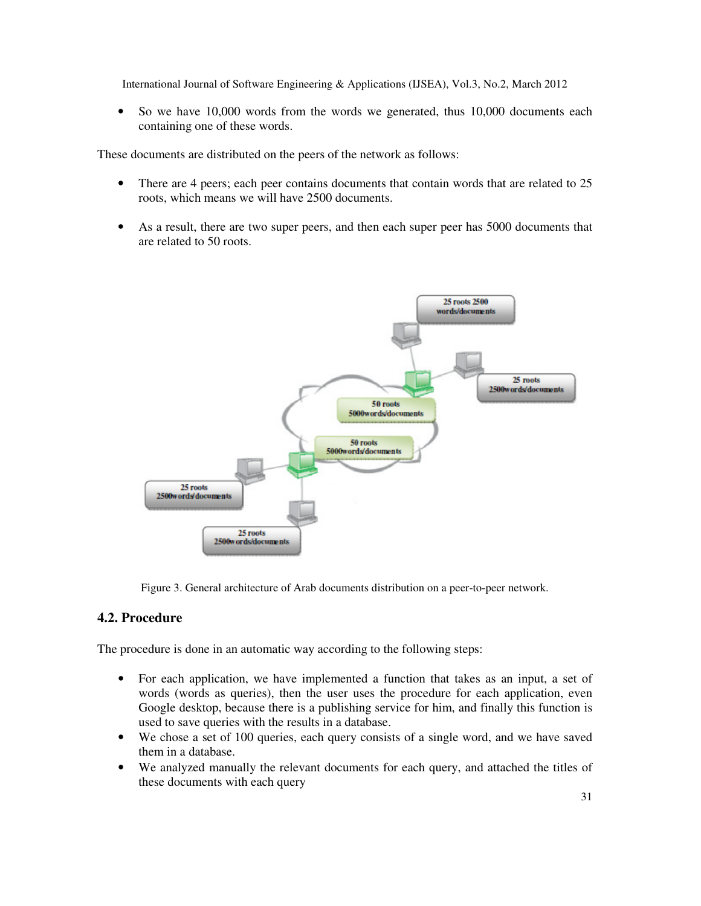- So we have 10,000 words from the words we generated, thus 10,000 documents each containing one of these words.

These documents are distributed on the peers of the network as follows:

- There are 4 peers; each peer contains documents that contain words that are related to 25 roots, which means we will have 2500 documents.

- As a result, there are two super peers, and then each super peer has 5000 documents that are related to 50 roots.

Figure 3. General architecture of Arab documents distribution on a peer-to-peer network.

## 4.2. Procedure

The procedure is done in an automatic way according to the following steps:

- For each application, we have implemented a function that takes as an input, a set of words (words as queries), then the user uses the procedure for each application, even Google desktop, because there is a publishing service for him, and finally this function is used to save queries with the results in a database.
- We chose a set of 100 queries, each query consists of a single word, and we have saved them in a database.
- We analyzed manually the relevant documents for each query, and attached the titles of these documents with each query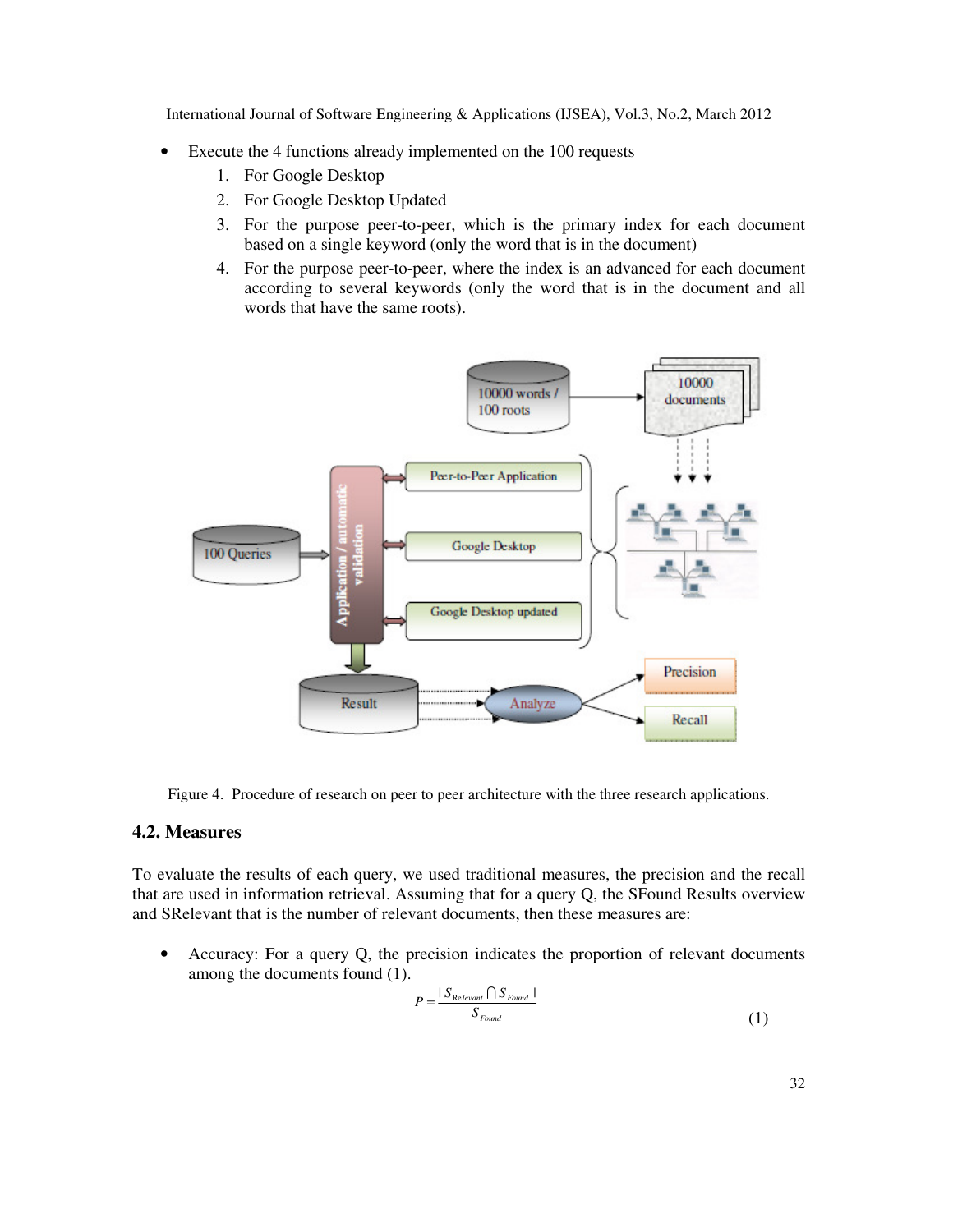- Execute the 4 functions already implemented on the 100 requests
    1. For Google Desktop
    2. For Google Desktop Updated
    3. For the purpose peer-to-peer, which is the primary index for each document based on a single keyword (only the word that is in the document)
    4. For the purpose peer-to-peer, where the index is an advanced for each document according to several keywords (only the word that is in the document and all words that have the same roots).

Figure 4. Procedure of research on peer to peer architecture with the three research applications.

### 4.2. Measures

To evaluate the results of each query, we used traditional measures, the precision and the recall that are used in information retrieval. Assuming that for a query Q, the SFound Results overview and SRelevant that is the number of relevant documents, then these measures are:

- Accuracy: For a query Q, the precision indicates the proportion of relevant documents among the documents found (1).

$$P = \frac{|S_{Relevant} \cap S_{Found}|}{S_{Found}} \quad (1)$$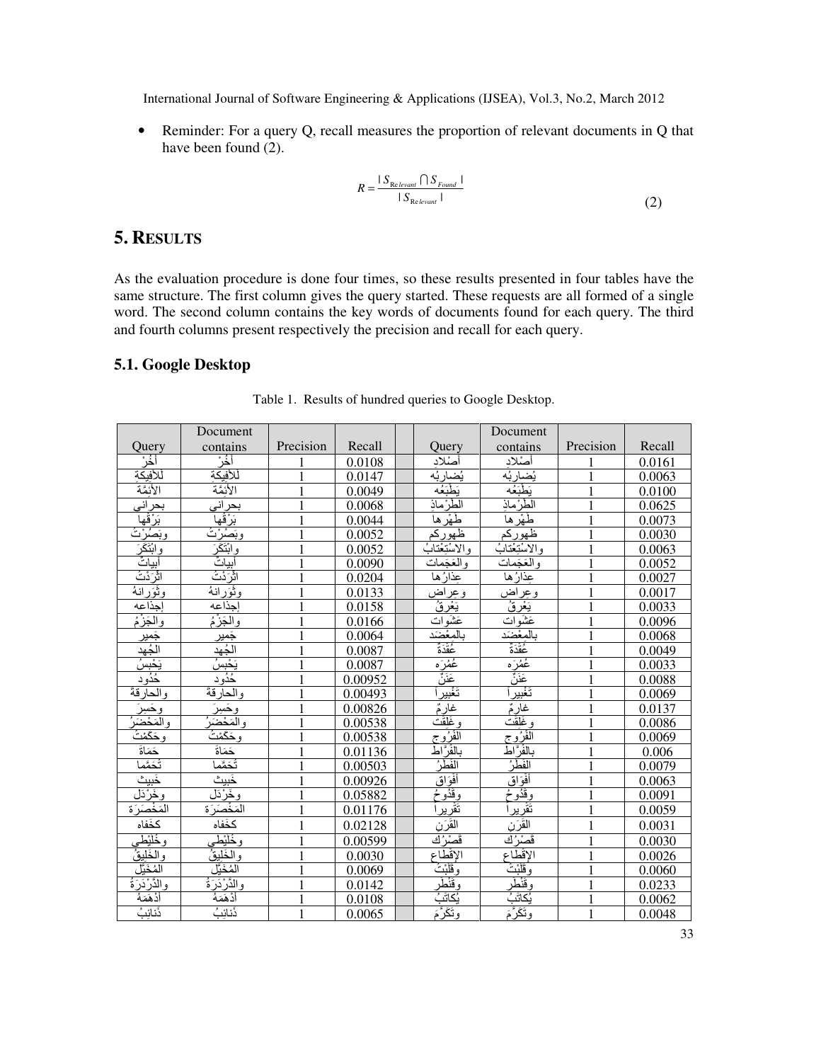- Reminder: For a query Q, recall measures the proportion of relevant documents in Q that have been found (2).

$$R = \frac{|S_{Relevant} \cap S_{Found}|}{|S_{Relevant}|} \qquad (2)$$

# 5. RESULTS

As the evaluation procedure is done four times, so these results presented in four tables have the same structure. The first column gives the query started. These requests are all formed of a single word. The second column contains the key words of documents found for each query. The third and fourth columns present respectively the precision and recall for each query.

## 5.1. Google Desktop

Table 1. Results of hundred queries to Google Desktop.

| Query | Document contains | Precision | Recall | | Query | Document contains | Precision | Recall |
|---|---|---|---|---|---|---|---|---|
| أَخُرُ | أَخُرُ | 1 | 0.0108 | | أَصْلادِ | أَصْلادِ | 1 | 0.0161 |
| لَلأَفِيكَةِ | لَلأَفِيكَةِ | 1 | 0.0147 | | يُضارِبُه | يُضارِبُه | 1 | 0.0063 |
| الأَئِمَّةَ | الأَئِمَّةَ | 1 | 0.0049 | | يَطْبَعُه | يَطْبَعُه | 1 | 0.0100 |
| بحراني | بحراني | 1 | 0.0068 | | الطِّرْماذِ | الطِّرْماذِ | 1 | 0.0625 |
| بَرْقُها | بَرْقُها | 1 | 0.0044 | | طَهْرها | طَهْرها | 1 | 0.0073 |
| وبَصُرْتُ | وبَصُرْتُ | 1 | 0.0052 | | ظهوركم | ظهوركم | 1 | 0.0030 |
| وابْتَكَرَ | وابْتَكَرَ | 1 | 0.0052 | | والاسْتِعْتابُ | والاسْتِعْتابُ | 1 | 0.0063 |
| أبياتٌ | أبياتٌ | 1 | 0.0090 | | والعَجَمات | والعَجَمات | 1 | 0.0052 |
| اثَّرَدْتُ | اثَّرَدْتُ | 1 | 0.0204 | | عِذارُها | عِذارُها | 1 | 0.0027 |
| وثَوَرانهُ | وثَوَرانهُ | 1 | 0.0133 | | وعِراض | وعِراض | 1 | 0.0017 |
| إجذاعه | إجذاعه | 1 | 0.0158 | | يَعْرِقُ | يَعْرِقُ | 1 | 0.0033 |
| والجَزْمُ | والجَزْمُ | 1 | 0.0166 | | عَشَوات | عَشَوات | 1 | 0.0096 |
| جَمير | جَمير | 1 | 0.0064 | | بالمِعْضَد | بالمِعْضَد | 1 | 0.0068 |
| الجُهد | الجُهد | 1 | 0.0087 | | عُقَدَةً | عُقَدَةً | 1 | 0.0049 |
| يَحْبِسُ | يَحْبِسُ | 1 | 0.0087 | | عُمُرَه | عُمُرَه | 1 | 0.0033 |
| حُدُود | حُدُود | 1 | 0.00952 | | عَنَّ | عَنَّ | 1 | 0.0088 |
| والحارقةُ | والحارقةُ | 1 | 0.00493 | | تَغْبيراً | تَغْبيراً | 1 | 0.0069 |
| وحَسِرَ | وحَسِرَ | 1 | 0.00826 | | غارِمٌ | غارِمٌ | 1 | 0.0137 |
| والمَحْضَرُ | والمَحْضَرُ | 1 | 0.00538 | | وغَلَقَت | وغَلَقَت | 1 | 0.0086 |
| وحَكَمْتُ | وحَكَمْتُ | 1 | 0.00538 | | الفُرُوج | الفُرُوج | 1 | 0.0069 |
| حَمَاةَ | حَمَاةَ | 1 | 0.01136 | | بالفُرَّاط | بالفُرَّاط | 1 | 0.006 |
| تُحَمَّما | تُحَمَّما | 1 | 0.00503 | | الفِطْرُ | الفِطْرُ | 1 | 0.0079 |
| خَبِيث | خَبِيث | 1 | 0.00926 | | أَفْوَاق | أَفْوَاق | 1 | 0.0063 |
| وخَرْدَل | وخَرْدَل | 1 | 0.05882 | | وقُدُوحُ | وقُدُوحُ | 1 | 0.0091 |
| المَخْصَرَة | المَخْصَرَة | 1 | 0.01176 | | تَقْريراً | تَقْريراً | 1 | 0.0059 |
| كخَفاه | كخَفاه | 1 | 0.02128 | | القَرَن | القَرَن | 1 | 0.0031 |
| وخَلْبَطِي | وخَلْبَطِي | 1 | 0.00599 | | قَصْرُك | قَصْرُك | 1 | 0.0030 |
| والخَلِيقُ | والخَلِيقُ | 1 | 0.0030 | | الإِقْطاع | الإِقْطاع | 1 | 0.0026 |
| المُخَيَّل | المُخَيَّل | 1 | 0.0069 | | وقَلَبْتُ | وقَلَبْتُ | 1 | 0.0060 |
| والدَّرْدَرَةُ | والدَّرْدَرَةُ | 1 | 0.0142 | | وقَنْطَر | وقَنْطَر | 1 | 0.0233 |
| أَدْهَمَهُ | أَدْهَمَهُ | 1 | 0.0108 | | يُكاتِبُ | يُكاتِبُ | 1 | 0.0062 |
| ذَنائِبُ | ذَنائِبُ | 1 | 0.0065 | | وتَكَرَّمَ | وتَكَرَّمَ | 1 | 0.0048 |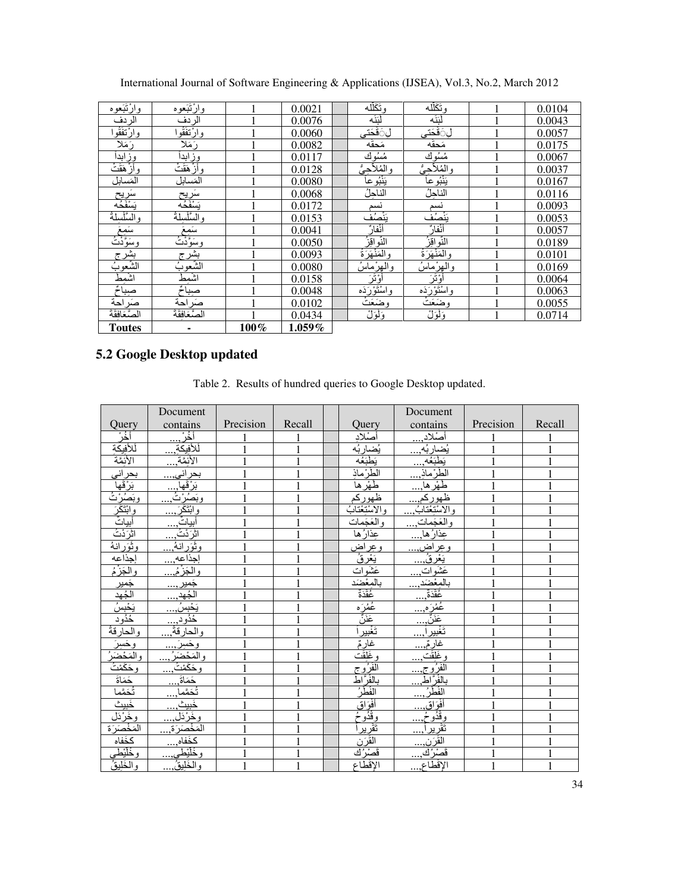| | | | | | | | | |
|---|---|---|---|---|---|---|---|---|
| وارْتَبَعوه | وارْتَبَعوه | 1 | 0.0021 | | وتَكَلَّله | وتَكَلَّله | 1 | 0.0104 |
| الردف | الردف | 1 | 0.0076 | | لَبَنَه | لَبَنَه | 1 | 0.0043 |
| وارْتَفَقُوا | وارْتَفَقُوا | 1 | 0.0060 | | لِقَحْتى | لِقَحْتى | 1 | 0.0057 |
| رَمَلا | رَمَلا | 1 | 0.0082 | | مَحقه | مَحقه | 1 | 0.0175 |
| وزابداً | وزابداً | 1 | 0.0117 | | مُسُوك | مُسُوك | 1 | 0.0067 |
| وأَزْهَقَتْ | وأَزْهَقَتْ | 1 | 0.0128 | | والمُلاحِيُّ | والمُلاحِيُّ | 1 | 0.0037 |
| المَسايل | المَسايل | 1 | 0.0080 | | يَنْبُوعاً | يَنْبُوعاً | 1 | 0.0167 |
| سَريح | سَريح | 1 | 0.0068 | | الناجلُ | الناجلُ | 1 | 0.0116 |
| يَسْفَحُه | يَسْفَحُه | 1 | 0.0172 | | نسم | نسم | 1 | 0.0093 |
| والسَّلْسِلةُ | والسَّلْسِلةُ | 1 | 0.0153 | | يَنْصُف | يَنْصُف | 1 | 0.0053 |
| سَمِعَ | سَمِعَ | 1 | 0.0041 | | أَنْفارٌ | أَنْفارٌ | 1 | 0.0057 |
| وسَوَّدْتُ | وسَوَّدْتُ | 1 | 0.0050 | | النَّوافِرُ | النَّوافِرُ | 1 | 0.0189 |
| بشرج | بشرج | 1 | 0.0093 | | والمَنْهَرَةُ | والمَنْهَرَةُ | 1 | 0.0101 |
| الشُّعوبُ | الشُّعوبُ | 1 | 0.0080 | | والهِرْماسُ | والهِرْماسُ | 1 | 0.0169 |
| اشمط | اشمط | 1 | 0.0158 | | أَوْتَرَ | أَوْتَرَ | 1 | 0.0064 |
| صِباحٌ | صِباحٌ | 1 | 0.0048 | | واسْتَوْرَدَه | واسْتَوْرَدَه | 1 | 0.0063 |
| صَراحة | صَراحة | 1 | 0.0102 | | وضَعَتْ | وضَعَتْ | 1 | 0.0055 |
| الصَّعافِقةُ | الصَّعافِقةُ | 1 | 0.0434 | | وَلَوْلَ | وَلَوْلَ | 1 | 0.0714 |
| **Toutes** | **-** | **100%** | **1.059%** | | | | | |

## 5.2 Google Desktop updated

Table 2. Results of hundred queries to Google Desktop updated.

| Query | Document contains | Precision | Recall | | Query | Document contains | Precision | Recall |
|---|---|---|---|---|---|---|---|---|
| أَخْرُ | أَخْرُ,... | 1 | 1 | | أَصْلادِ | أَصْلادِ,... | 1 | 1 |
| لَلأفيكةِ | لَلأفيكةِ,... | 1 | 1 | | يُضارِبُه | يُضارِبُه,... | 1 | 1 |
| الأَنَمَةَ | الأَنَمَةَ,... | 1 | 1 | | يَطِبَعَه | يَطِبَعَه,... | 1 | 1 |
| بحراني | بحراني,... | 1 | 1 | | الطِّرْماذِ | الطِّرْماذِ,... | 1 | 1 |
| بَرْقَها | بَرْقَها,... | 1 | 1 | | طَهْرها | طَهْرها,... | 1 | 1 |
| وبَصُرْتُ | وبَصُرْتُ,... | 1 | 1 | | ظهوركم | ظهوركم,... | 1 | 1 |
| وابْتَكَرَ | وابْتَكَرَ,... | 1 | 1 | | والاسْتِعْتابُ | والاسْتِعْتابُ,... | 1 | 1 |
| أبياتُ | أبياتُ,... | 1 | 1 | | والعَجِمات | والعَجِمات,... | 1 | 1 |
| اثْرَدْتُ | اثْرَدْتُ,... | 1 | 1 | | عِذارُها | عِذارُها,... | 1 | 1 |
| وثُوَرانهُ | وثُوَرانهُ,... | 1 | 1 | | وعِراض | وعِراض,... | 1 | 1 |
| إجذاعه | إجذاعه,... | 1 | 1 | | يَعْرقُ | يَعْرقُ,... | 1 | 1 |
| والجَزْمُ | والجَزْمُ,... | 1 | 1 | | عَشَوات | عَشَوات,... | 1 | 1 |
| جَمير | جَمير,... | 1 | 1 | | بالمِعْضَد | بالمِعْضَد,... | 1 | 1 |
| الجُهد | الجُهد,... | 1 | 1 | | عُقَدَةٌ | عُقَدَةٌ,... | 1 | 1 |
| يَحْبِسُ | يَحْبِسُ,... | 1 | 1 | | عُمُرَه | عُمُرَه,... | 1 | 1 |
| حُدُود | حُدُود,... | 1 | 1 | | عَنَنٌ | عَنَنٌ,... | 1 | 1 |
| والحارقةُ | والحارقةُ,... | 1 | 1 | | تَغْبيراً | تَغْبيراً,... | 1 | 1 |
| وحسرَ | وحسرَ,... | 1 | 1 | | غارمٌ | غارمٌ,... | 1 | 1 |
| والمَحْضَرُ | والمَحْضَرُ,... | 1 | 1 | | وغَلِقَت | وغَلِقَت,... | 1 | 1 |
| وحَكَمْتَ | وحَكَمْتَ,... | 1 | 1 | | الفُرُوج | الفُرُوج,... | 1 | 1 |
| حَمَاةَ | حَمَاةَ,... | 1 | 1 | | بالفُرَّاط | بالفُرَّاط,... | 1 | 1 |
| تُحَمَّما | تُحَمَّما,... | 1 | 1 | | الفُطْرُ | الفُطْرُ,... | 1 | 1 |
| خَبيث | خَبيث,... | 1 | 1 | | أَفْوَاق | أَفْوَاق,... | 1 | 1 |
| وخَرْدَل | وخَرْدَل,... | 1 | 1 | | وقُدُوحُ | وقُدُوحُ,... | 1 | 1 |
| المَخْصَرَة | المَخْصَرَة,... | 1 | 1 | | تَقْريراً | تَقْريراً,... | 1 | 1 |
| كخفاه | كخفاه,... | 1 | 1 | | القَرَن | القَرَن,... | 1 | 1 |
| وخُلَيْطي | وخُلَيْطي,... | 1 | 1 | | قَصْرُك | قَصْرُك,... | 1 | 1 |
| والخَليقُ | والخَليقُ,... | 1 | 1 | | الإقْطاع | الإقْطاع,... | 1 | 1 |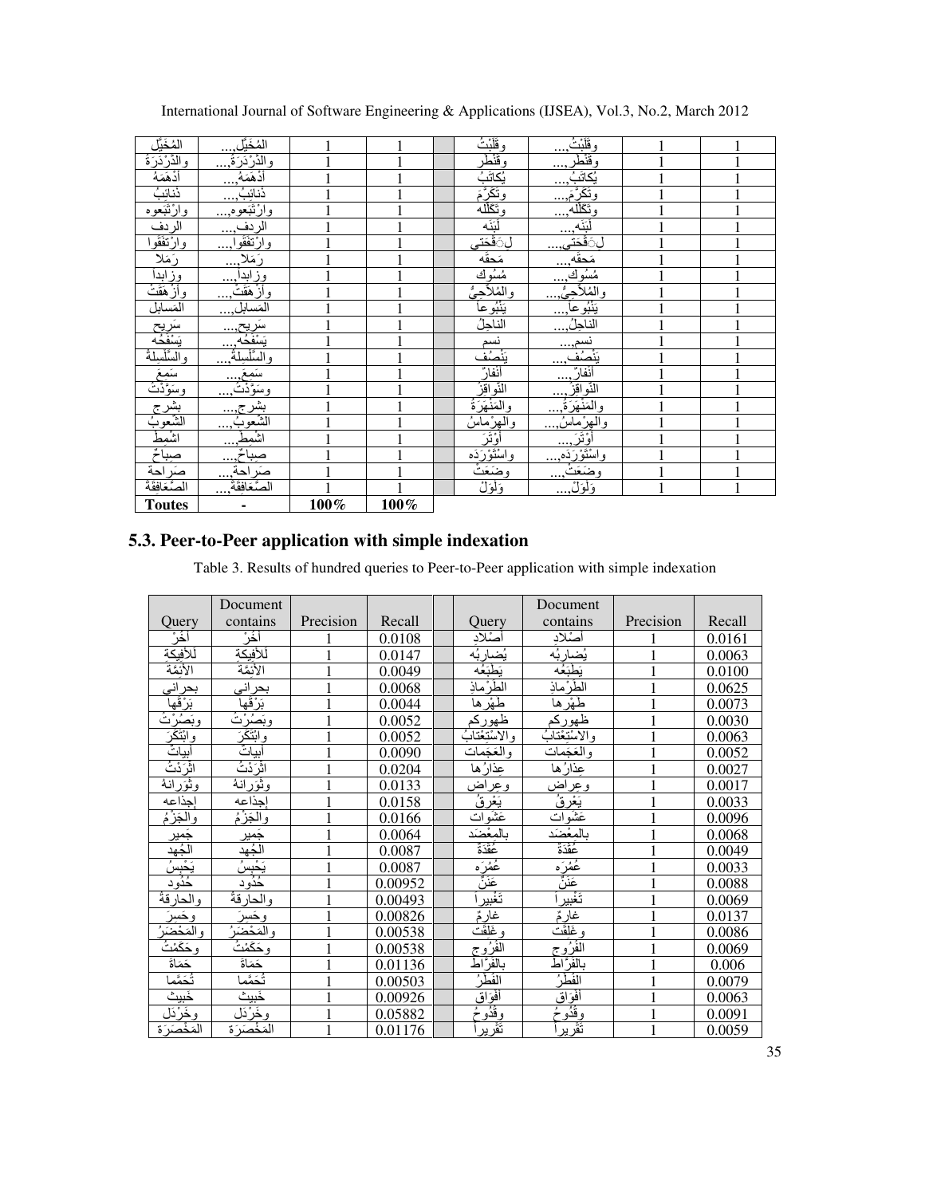| | | | | | | | | |
|---|---|---|---|---|---|---|---|---|
| المُخَيَّل | المُخَيَّل,... | 1 | 1 | | وقَلَبْتُ | وقَلَبْتُ,... | 1 | 1 |
| والدَّرْدَرَةَ | والدَّرْدَرَةَ,... | 1 | 1 | | وقَنْطَر | وقَنْطَر,... | 1 | 1 |
| أدْهَمَهُ | أدْهَمَهُ,... | 1 | 1 | | يُكاتَبُ | يُكاتَبُ,... | 1 | 1 |
| ذَنائبُ | ذَنائبُ,... | 1 | 1 | | وتَكَرَّمَ | وتَكَرَّمَ,... | 1 | 1 |
| وارْتَبَعوه | وارْتَبَعوه,... | 1 | 1 | | وتَكَلَّله | وتَكَلَّله,... | 1 | 1 |
| الردف | الردف,... | 1 | 1 | | لَبَنَه | لَبَنَه,... | 1 | 1 |
| وارْتَفَقوا | وارْتَفَقوا,... | 1 | 1 | | لِقَحْتى | لِقَحْتى,... | 1 | 1 |
| رَمَلا | رَمَلا,... | 1 | 1 | | مَحقه | مَحقه,... | 1 | 1 |
| وزابداً | وزابداً,... | 1 | 1 | | مُسُوك | مُسُوك,... | 1 | 1 |
| وأزْهَقَتْ | وأزْهَقَتْ,... | 1 | 1 | | والمُلاّحِيُّ | والمُلاّحِيُّ,... | 1 | 1 |
| المَسايل | المَسايل,... | 1 | 1 | | يَنْبُوعاً | يَنْبُوعاً,... | 1 | 1 |
| سَريح | سَريح,... | 1 | 1 | | الناجِلُ | الناجِلُ,... | 1 | 1 |
| يَسْفَحُه | يَسْفَحُه,... | 1 | 1 | | نسم | نسم,... | 1 | 1 |
| والسَّلْسِلةُ | والسَّلْسِلةُ,... | 1 | 1 | | يَنْصُف | يَنْصُف,... | 1 | 1 |
| سَمِعَ | سَمِعَ,... | 1 | 1 | | أنفارٌ | أنفارٌ,... | 1 | 1 |
| وسَوَّدْتُ | وسَوَّدْتُ,... | 1 | 1 | | النَّواقزُ | النَّواقزُ,... | 1 | 1 |
| بشرج | بشرج,... | 1 | 1 | | والمَنْهَرَةُ | والمَنْهَرَةُ,... | 1 | 1 |
| الشُّعوبُ | الشُّعوبُ,... | 1 | 1 | | والهِرْماسُ | والهِرْماسُ,... | 1 | 1 |
| اشْمطّ | اشْمطّ,... | 1 | 1 | | أوْتَرَ | أوْتَرَ,... | 1 | 1 |
| صِباحٌ | صِباحٌ,... | 1 | 1 | | واسْتَوْرَدَه | واسْتَوْرَدَه,... | 1 | 1 |
| صَراحة | صَراحة,... | 1 | 1 | | وضَعَتْ | وضَعَتْ,... | 1 | 1 |
| الصَّعافِقةُ | الصَّعافِقةُ,... | 1 | 1 | | وَلَوْلَ | وَلَوْلَ,... | 1 | 1 |
| **Toutes** | **-** | **100%** | **100%** | | | | | |

## 5.3. Peer-to-Peer application with simple indexation

Table 3. Results of hundred queries to Peer-to-Peer application with simple indexation

| Query | Document contains | Precision | Recall | | Query | Document contains | Precision | Recall |
|---|---|---|---|---|---|---|---|---|
| أخْرْ | أخْرْ | 1 | 0.0108 | | أصْلادِ | أصْلادِ | 1 | 0.0161 |
| لَلأفيكةِ | لَلأفيكةِ | 1 | 0.0147 | | يُضاربُه | يُضاربُه | 1 | 0.0063 |
| الأَثْمَّةَ | الأَثْمَّةَ | 1 | 0.0049 | | يَطبَعُه | يَطبَعُه | 1 | 0.0100 |
| بحراني | بحراني | 1 | 0.0068 | | الطِّرْماذِ | الطِّرْماذِ | 1 | 0.0625 |
| بَرْقَها | بَرْقَها | 1 | 0.0044 | | طَهْرها | طَهْرها | 1 | 0.0073 |
| وبَصُرْتُ | وبَصُرْتُ | 1 | 0.0052 | | ظهوركم | ظهوركم | 1 | 0.0030 |
| وابْتَكَرَ | وابْتَكَرَ | 1 | 0.0052 | | والاسْتِعْتابُ | والاسْتِعْتابُ | 1 | 0.0063 |
| أبياتٌ | أبياتٌ | 1 | 0.0090 | | والعَجَمات | والعَجَمات | 1 | 0.0052 |
| اثْرَدْتُ | اثْرَدْتُ | 1 | 0.0204 | | عِذارُها | عِذارُها | 1 | 0.0027 |
| وثَوْرانة | وثَوْرانة | 1 | 0.0133 | | وعراض | وعراض | 1 | 0.0017 |
| إجذاعه | إجذاعه | 1 | 0.0158 | | يَعْرَقُ | يَعْرَقُ | 1 | 0.0033 |
| والجَزْمُ | والجَزْمُ | 1 | 0.0166 | | عَشَوات | عَشَوات | 1 | 0.0096 |
| جَمير | جَمير | 1 | 0.0064 | | بالمِعْضَد | بالمِعْضَد | 1 | 0.0068 |
| الجُهد | الجُهد | 1 | 0.0087 | | عُقْدَةٌ | عُقْدَةٌ | 1 | 0.0049 |
| يَحْبِسُ | يَحْبِسُ | 1 | 0.0087 | | عُمْرَه | عُمْرَه | 1 | 0.0033 |
| حُدُود | حُدُود | 1 | 0.00952 | | عَنَنٌ | عَنَنٌ | 1 | 0.0088 |
| والحارقةُ | والحارقةُ | 1 | 0.00493 | | تَغْبيراً | تَغْبيراً | 1 | 0.0069 |
| وحَسِرَ | وحَسِرَ | 1 | 0.00826 | | غارِمٌ | غارِمٌ | 1 | 0.0137 |
| والمَحْضَرُ | والمَحْضَرُ | 1 | 0.00538 | | وغَلَقت | وغَلَقت | 1 | 0.0086 |
| وحَكَمْتُ | وحَكَمْتُ | 1 | 0.00538 | | الفُرُوج | الفُرُوج | 1 | 0.0069 |
| حَماة | حَماة | 1 | 0.01136 | | بالفِرّاط | بالفِرّاط | 1 | 0.006 |
| تُحَمّما | تُحَمّما | 1 | 0.00503 | | الفُطْرُ | الفُطْرُ | 1 | 0.0079 |
| خَبيث | خَبيث | 1 | 0.00926 | | أفْواق | أفْواق | 1 | 0.0063 |
| وخَرْدَل | وخَرْدَل | 1 | 0.05882 | | وقُدُوحُ | وقُدُوحُ | 1 | 0.0091 |
| المَخْصَرَة | المَخْصَرَة | 1 | 0.01176 | | تَقْريراً | تَقْريراً | 1 | 0.0059 |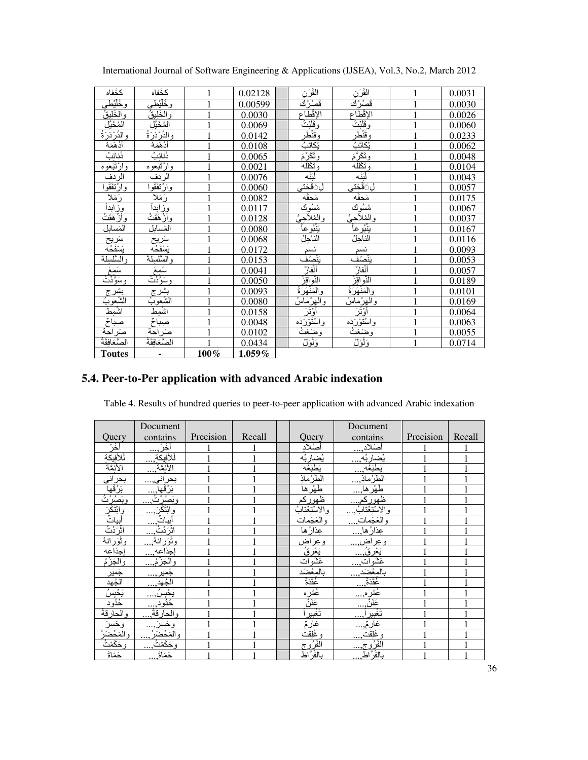| كخفاه | كخفاه | 1 | 0.02128 | | القَرَن | القَرَن | 1 | 0.0031 |
|---|---|---|---|---|---|---|---|---|
| وخَلْبَطي | وخَلْبَطي | 1 | 0.00599 | | قَصْرُك | قَصْرُك | 1 | 0.0030 |
| والخَليقُ | والخَليقُ | 1 | 0.0030 | | الإقْطاع | الإقْطاع | 1 | 0.0026 |
| المُخَيَّل | المُخَيَّل | 1 | 0.0069 | | وقَلَبْتَ | وقَلَبْتَ | 1 | 0.0060 |
| والدَّرْدَرَةُ | والدَّرْدَرَةُ | 1 | 0.0142 | | وقَنْطَر | وقَنْطَر | 1 | 0.0233 |
| أدْهَمَهُ | أدْهَمَهُ | 1 | 0.0108 | | يُكاتَبُ | يُكاتَبُ | 1 | 0.0062 |
| ذَنائِبُ | ذَنائِبُ | 1 | 0.0065 | | وتَكَرَّمَ | وتَكَرَّمَ | 1 | 0.0048 |
| وارْتَبَعوه | وارْتَبَعوه | 1 | 0.0021 | | وتَكَلَّله | وتَكَلَّله | 1 | 0.0104 |
| الردف | الردف | 1 | 0.0076 | | لَبَنَه | لَبَنَه | 1 | 0.0043 |
| وارْتَفَقوا | وارْتَفَقوا | 1 | 0.0060 | | لَفَحَتى | لَفَحَتى | 1 | 0.0057 |
| رَمَلا | رَمَلا | 1 | 0.0082 | | مَحقَه | مَحقَه | 1 | 0.0175 |
| وزابدا | وزابدا | 1 | 0.0117 | | مُسُوك | مُسُوك | 1 | 0.0067 |
| وأزْهَقَتْ | وأزْهَقَتْ | 1 | 0.0128 | | والمُلاَّحِيُّ | والمُلاَّحِيُّ | 1 | 0.0037 |
| المَسابل | المَسابل | 1 | 0.0080 | | يَنْبُوعاً | يَنْبُوعاً | 1 | 0.0167 |
| سَريح | سَريح | 1 | 0.0068 | | الناجِلُ | الناجِلُ | 1 | 0.0116 |
| يَسْفَحُه | يَسْفَحُه | 1 | 0.0172 | | نسم | نسم | 1 | 0.0093 |
| والسِّلْسِلَة | والسِّلْسِلَة | 1 | 0.0153 | | يَنْصُف | يَنْصُف | 1 | 0.0053 |
| سَمِعَ | سَمِعَ | 1 | 0.0041 | | أنْفارٌ | أنْفارٌ | 1 | 0.0057 |
| وسَوَّدَتْ | وسَوَّدَتْ | 1 | 0.0050 | | النَّواقِزُ | النَّواقِزُ | 1 | 0.0189 |
| بشرج | بشرج | 1 | 0.0093 | | والمَنْهَرَةُ | والمَنْهَرَةُ | 1 | 0.0101 |
| الشُّعوبُ | الشُّعوبُ | 1 | 0.0080 | | والهِرْماسُ | والهِرْماسُ | 1 | 0.0169 |
| اشْمِط | اشْمِط | 1 | 0.0158 | | أوْتَرَ | أوْتَرَ | 1 | 0.0064 |
| صباحٌ | صباحٌ | 1 | 0.0048 | | واسْتَوْرَدَه | واسْتَوْرَدَه | 1 | 0.0063 |
| صَراحة | صَراحة | 1 | 0.0102 | | وضَعَتْ | وضَعَتْ | 1 | 0.0055 |
| الصَّعافِقَةُ | الصَّعافِقَةُ | 1 | 0.0434 | | وَلَوْلَ | وَلَوْلَ | 1 | 0.0714 |
| **Toutes** | **-** | **100%** | **1.059%** | | | | | |

## 5.4. Peer-to-Per application with advanced Arabic indexation

Table 4. Results of hundred queries to peer-to-peer application with advanced Arabic indexation

| Query | Document contains | Precision | Recall | | Query | Document contains | Precision | Recall |
|---|---|---|---|---|---|---|---|---|
| أخْرَ | أخْرَ,... | 1 | 1 | | أصْلادِ | أصْلادِ,... | 1 | 1 |
| لَلأفيكة | لَلأفيكة,... | 1 | 1 | | يُضارِبُه | يُضارِبُه,... | 1 | 1 |
| الأَئِمَّةَ | الأَئِمَّةَ,... | 1 | 1 | | يَطْبَعُه | يَطْبَعُه,... | 1 | 1 |
| بحراني | بحراني,... | 1 | 1 | | الطِّرْماذ | الطِّرْماذ,... | 1 | 1 |
| بَرَقَها | بَرَقَها,... | 1 | 1 | | طَهْرها | طَهْرها,... | 1 | 1 |
| وبَصُرْتُ | وبَصُرْتُ,... | 1 | 1 | | ظهوركم | ظهوركم,... | 1 | 1 |
| وابْتَكَرَ | وابْتَكَرَ,... | 1 | 1 | | والاسْتِعْتابُ | والاسْتِعْتابُ,... | 1 | 1 |
| أبياتٌ | أبياتٌ,... | 1 | 1 | | والعَجَمات | والعَجَمات,... | 1 | 1 |
| اثْرَدْتُ | اثْرَدْتُ,... | 1 | 1 | | عِذارُها | عِذارُها,... | 1 | 1 |
| وثَوَرانُهُ | وثَوَرانُهُ,... | 1 | 1 | | وعِراض | وعِراض,... | 1 | 1 |
| إجذاعه | إجذاعه,... | 1 | 1 | | يَعْرِقُ | يَعْرِقُ,... | 1 | 1 |
| والجَزْمُ | والجَزْمُ,... | 1 | 1 | | عَشَوات | عَشَوات,... | 1 | 1 |
| جَمير | جَمير,... | 1 | 1 | | بالمِعْضَد | بالمِعْضَد,... | 1 | 1 |
| الجُهد | الجُهد,... | 1 | 1 | | عُقْدَةٌ | عُقْدَةٌ,... | 1 | 1 |
| يَحْبِسُ | يَحْبِسُ,... | 1 | 1 | | عُمُرَه | عُمُرَه,... | 1 | 1 |
| حُدُود | حُدُود,... | 1 | 1 | | عَنَنٌ | عَنَنٌ,... | 1 | 1 |
| والحارقة | والحارقة,... | 1 | 1 | | تَغْبيراً | تَغْبيراً,... | 1 | 1 |
| وحَسِرَ | وحَسِرَ,... | 1 | 1 | | غارِمٌ | غارِمٌ,... | 1 | 1 |
| والمَحْضَرُ | والمَحْضَرُ,... | 1 | 1 | | وغَلَقت | وغَلَقت,... | 1 | 1 |
| وحَكَمْتُ | وحَكَمْتُ,... | 1 | 1 | | الفُرُوج | الفُرُوج,... | 1 | 1 |
| حَمَاة | حَمَاة,... | 1 | 1 | | بالفُرَّاط | بالفُرَّاط,... | 1 | 1 |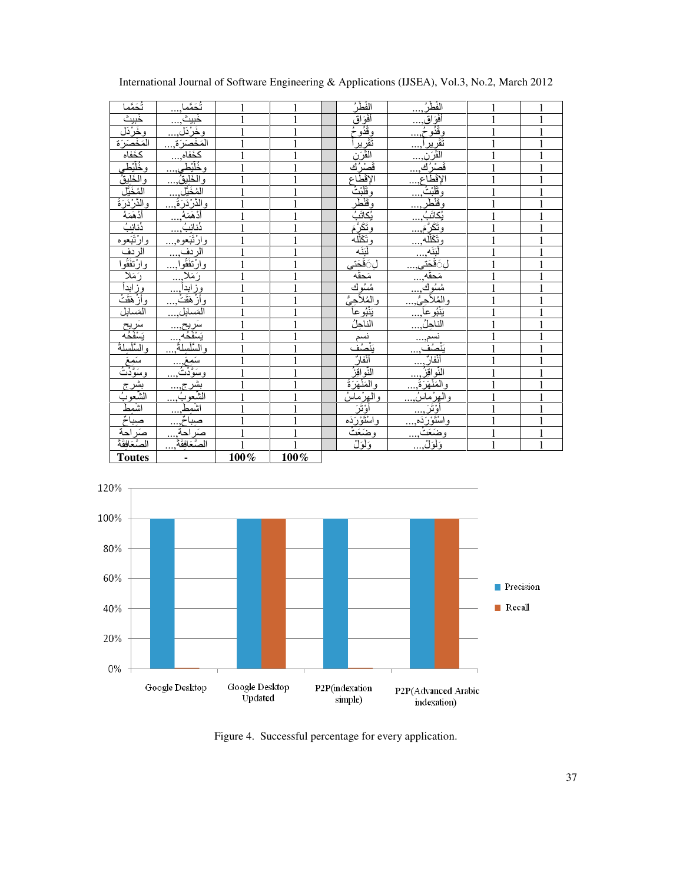| | | | | | | | | |
|---|---|---|---|---|---|---|---|---|
| تُحَمَّما | تُحَمَّما,... | 1 | 1 | | الفَطَرُ | الفَطَرُ,... | 1 | 1 |
| خَبيث | خَبيث,... | 1 | 1 | | أفْوَاق | أفْوَاق,... | 1 | 1 |
| وخَرْدَل | وخَرْدَل,... | 1 | 1 | | وقُدوحُ | وقُدوحُ,... | 1 | 1 |
| المُخضَرَة | المُخضَرَة,... | 1 | 1 | | تَقريراً | تَقريراً,... | 1 | 1 |
| كَخفاه | كَخفاه,... | 1 | 1 | | القَرَن | القَرَن,... | 1 | 1 |
| وخُلَيْطي | وخُلَيْطي,... | 1 | 1 | | قَصْرُك | قَصْرُك,... | 1 | 1 |
| والخَليقُ | والخَليقُ,... | 1 | 1 | | الإقطاع | الإقطاع,... | 1 | 1 |
| المُخَيَّل | المُخَيَّل,... | 1 | 1 | | وقَلَبْتُ | وقَلَبْتُ,... | 1 | 1 |
| والدَّرْدَرَة | والدَّرْدَرَة,... | 1 | 1 | | وقَنْطَر | وقَنْطَر,... | 1 | 1 |
| أدْهَمَهُ | أدْهَمَهُ,... | 1 | 1 | | يُكاتَبُ | يُكاتَبُ,... | 1 | 1 |
| ذَنائِبُ | ذَنائِبُ,... | 1 | 1 | | وتَكَرَّمَ | وتَكَرَّمَ,... | 1 | 1 |
| وارْتَبَعوه | وارْتَبَعوه,... | 1 | 1 | | وتَكَلَّله | وتَكَلَّله,... | 1 | 1 |
| الردف | الردف,... | 1 | 1 | | لَبَنَه | لَبَنَه,... | 1 | 1 |
| وارْتَفَقُوا | وارْتَفَقُوا,... | 1 | 1 | | لِقْحَتي | لِقْحَتي,... | 1 | 1 |
| رَمَلا | رَمَلا,... | 1 | 1 | | مَحقه | مَحقه,... | 1 | 1 |
| وزابدا | وزابدا,... | 1 | 1 | | مُسُوك | مُسُوك,... | 1 | 1 |
| وأزْهَقَتْ | وأزْهَقَتْ,... | 1 | 1 | | والمُلاَّحِيُّ | والمُلاَّحِيُّ,... | 1 | 1 |
| المَسابل | المَسابل,... | 1 | 1 | | يَنْبوعاً | يَنْبوعاً,... | 1 | 1 |
| سَريح | سَريح,... | 1 | 1 | | الناحِلُ | الناحِلُ,... | 1 | 1 |
| يَسْفَحُه | يَسْفَحُه,... | 1 | 1 | | نسم | نسم,... | 1 | 1 |
| والسِّلْسِلةُ | والسِّلْسِلةُ,... | 1 | 1 | | يَنْصُفُ | يَنْصُفُ,... | 1 | 1 |
| سَمِعَ | سَمِعَ,... | 1 | 1 | | أنْفارٌ | أنْفارٌ,... | 1 | 1 |
| وسَوَّدْتُ | وسَوَّدْتُ,... | 1 | 1 | | النَّواقِزُ | النَّواقِزُ,... | 1 | 1 |
| بِشَرج | بِشَرج,... | 1 | 1 | | والمَنْهَرَةَ | والمَنْهَرَةَ,... | 1 | 1 |
| الشُّعوبُ | الشُّعوبُ,... | 1 | 1 | | والهِرْماسُ | والهِرْماسُ,... | 1 | 1 |
| اشمط | اشمط,... | 1 | 1 | | أوْتَرَ | أوْتَرَ,... | 1 | 1 |
| صَباحٌ | صَباحٌ,... | 1 | 1 | | واسْتَوْرَده | واسْتَوْرَده,... | 1 | 1 |
| صَراحة | صَراحة,... | 1 | 1 | | وضَعَتْ | وضَعَتْ,... | 1 | 1 |
| الصَّعافقة | الصَّعافقة,... | 1 | 1 | | وَلْوَلَ | وَلْوَلَ,... | 1 | 1 |
| **Toutes** | - | **100%** | **100%** | | | | | |

Figure 4. Successful percentage for every application.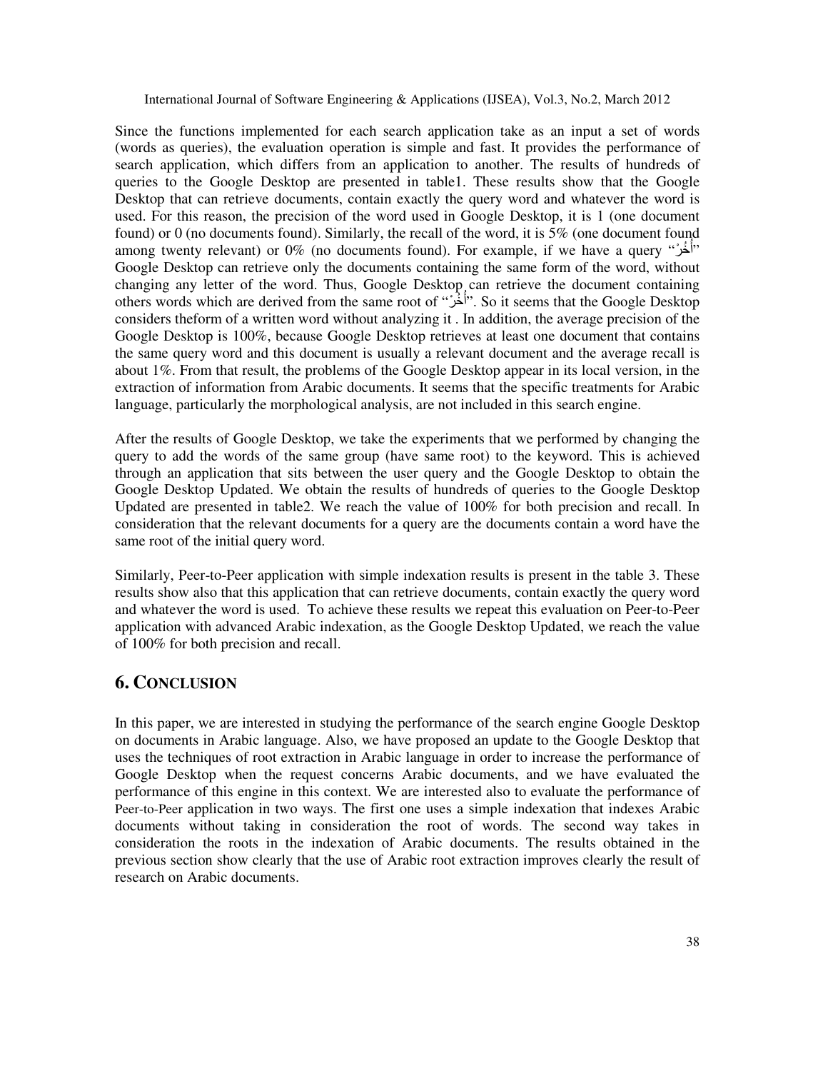Since the functions implemented for each search application take as an input a set of words (words as queries), the evaluation operation is simple and fast. It provides the performance of search application, which differs from an application to another. The results of hundreds of queries to the Google Desktop are presented in table1. These results show that the Google Desktop that can retrieve documents, contain exactly the query word and whatever the word is used. For this reason, the precision of the word used in Google Desktop, it is 1 (one document found) or 0 (no documents found). Similarly, the recall of the word, it is 5% (one document found among twenty relevant) or 0% (no documents found). For example, if we have a query "أُخْرُ" Google Desktop can retrieve only the documents containing the same form of the word, without changing any letter of the word. Thus, Google Desktop can retrieve the document containing others words which are derived from the same root of "أُخْرُ". So it seems that the Google Desktop considers theform of a written word without analyzing it . In addition, the average precision of the Google Desktop is 100%, because Google Desktop retrieves at least one document that contains the same query word and this document is usually a relevant document and the average recall is about 1%. From that result, the problems of the Google Desktop appear in its local version, in the extraction of information from Arabic documents. It seems that the specific treatments for Arabic language, particularly the morphological analysis, are not included in this search engine.

After the results of Google Desktop, we take the experiments that we performed by changing the query to add the words of the same group (have same root) to the keyword. This is achieved through an application that sits between the user query and the Google Desktop to obtain the Google Desktop Updated. We obtain the results of hundreds of queries to the Google Desktop Updated are presented in table2. We reach the value of 100% for both precision and recall. In consideration that the relevant documents for a query are the documents contain a word have the same root of the initial query word.

Similarly, Peer-to-Peer application with simple indexation results is present in the table 3. These results show also that this application that can retrieve documents, contain exactly the query word and whatever the word is used. To achieve these results we repeat this evaluation on Peer-to-Peer application with advanced Arabic indexation, as the Google Desktop Updated, we reach the value of 100% for both precision and recall.

## 6. CONCLUSION

In this paper, we are interested in studying the performance of the search engine Google Desktop on documents in Arabic language. Also, we have proposed an update to the Google Desktop that uses the techniques of root extraction in Arabic language in order to increase the performance of Google Desktop when the request concerns Arabic documents, and we have evaluated the performance of this engine in this context. We are interested also to evaluate the performance of Peer-to-Peer application in two ways. The first one uses a simple indexation that indexes Arabic documents without taking in consideration the root of words. The second way takes in consideration the roots in the indexation of Arabic documents. The results obtained in the previous section show clearly that the use of Arabic root extraction improves clearly the result of research on Arabic documents.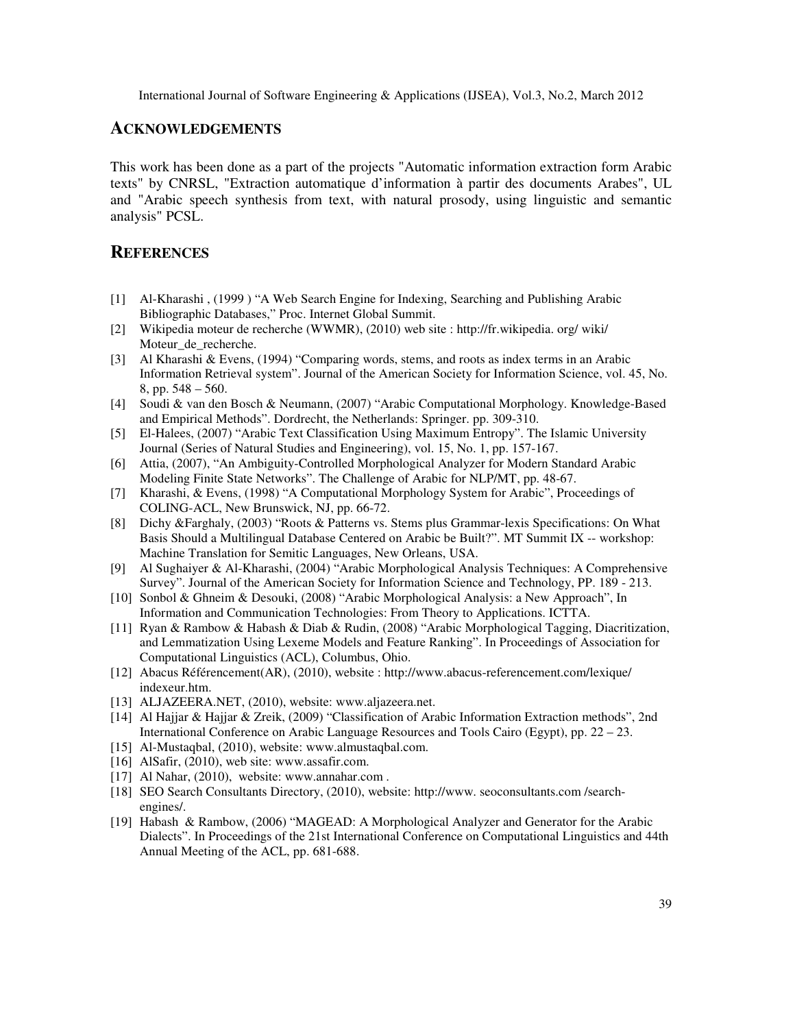## ACKNOWLEDGEMENTS

This work has been done as a part of the projects "Automatic information extraction form Arabic texts" by CNRSL, "Extraction automatique d'information à partir des documents Arabes", UL and "Arabic speech synthesis from text, with natural prosody, using linguistic and semantic analysis" PCSL.

## REFERENCES

[1] Al-Kharashi , (1999 ) "A Web Search Engine for Indexing, Searching and Publishing Arabic Bibliographic Databases," Proc. Internet Global Summit.

[2] Wikipedia moteur de recherche (WWMR), (2010) web site : http://fr.wikipedia. org/ wiki/ Moteur_de_recherche.

[3] Al Kharashi & Evens, (1994) "Comparing words, stems, and roots as index terms in an Arabic Information Retrieval system". Journal of the American Society for Information Science, vol. 45, No. 8, pp. 548 – 560.

[4] Soudi & van den Bosch & Neumann, (2007) "Arabic Computational Morphology. Knowledge-Based and Empirical Methods". Dordrecht, the Netherlands: Springer. pp. 309-310.

[5] El-Halees, (2007) "Arabic Text Classification Using Maximum Entropy". The Islamic University Journal (Series of Natural Studies and Engineering), vol. 15, No. 1, pp. 157-167.

[6] Attia, (2007), "An Ambiguity-Controlled Morphological Analyzer for Modern Standard Arabic Modeling Finite State Networks". The Challenge of Arabic for NLP/MT, pp. 48-67.

[7] Kharashi, & Evens, (1998) "A Computational Morphology System for Arabic", Proceedings of COLING-ACL, New Brunswick, NJ, pp. 66-72.

[8] Dichy &Farghaly, (2003) "Roots & Patterns vs. Stems plus Grammar-lexis Specifications: On What Basis Should a Multilingual Database Centered on Arabic be Built?". MT Summit IX -- workshop: Machine Translation for Semitic Languages, New Orleans, USA.

[9] Al Sughaiyer & Al-Kharashi, (2004) "Arabic Morphological Analysis Techniques: A Comprehensive Survey". Journal of the American Society for Information Science and Technology, PP. 189 - 213.

[10] Sonbol & Ghneim & Desouki, (2008) "Arabic Morphological Analysis: a New Approach", In Information and Communication Technologies: From Theory to Applications. ICTTA.

[11] Ryan & Rambow & Habash & Diab & Rudin, (2008) "Arabic Morphological Tagging, Diacritization, and Lemmatization Using Lexeme Models and Feature Ranking". In Proceedings of Association for Computational Linguistics (ACL), Columbus, Ohio.

[12] Abacus Référencement(AR), (2010), website : http://www.abacus-referencement.com/lexique/ indexeur.htm.

[13] ALJAZEERA.NET, (2010), website: www.aljazeera.net.

[14] Al Hajjar & Hajjar & Zreik, (2009) "Classification of Arabic Information Extraction methods", 2nd International Conference on Arabic Language Resources and Tools Cairo (Egypt), pp. 22 – 23.

[15] Al-Mustaqbal, (2010), website: www.almustaqbal.com.

[16] AlSafir, (2010), web site: www.assafir.com.

[17] Al Nahar, (2010), website: www.annahar.com .

[18] SEO Search Consultants Directory, (2010), website: http://www. seoconsultants.com /search-engines/.

[19] Habash & Rambow, (2006) "MAGEAD: A Morphological Analyzer and Generator for the Arabic Dialects". In Proceedings of the 21st International Conference on Computational Linguistics and 44th Annual Meeting of the ACL, pp. 681-688.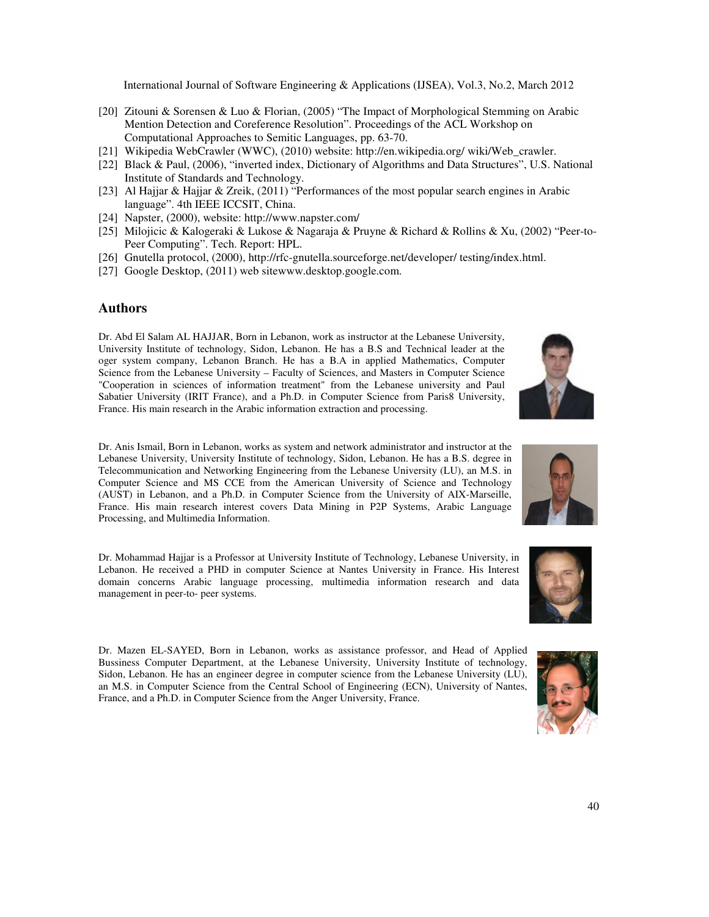[20] Zitouni & Sorensen & Luo & Florian, (2005) "The Impact of Morphological Stemming on Arabic Mention Detection and Coreference Resolution". Proceedings of the ACL Workshop on Computational Approaches to Semitic Languages, pp. 63-70.

[21] Wikipedia WebCrawler (WWC), (2010) website: http://en.wikipedia.org/ wiki/Web_crawler.

[22] Black & Paul, (2006), "inverted index, Dictionary of Algorithms and Data Structures", U.S. National Institute of Standards and Technology.

[23] Al Hajjar & Hajjar & Zreik, (2011) "Performances of the most popular search engines in Arabic language". 4th IEEE ICCSIT, China.

[24] Napster, (2000), website: http://www.napster.com/

[25] Milojicic & Kalogeraki & Lukose & Nagaraja & Pruyne & Richard & Rollins & Xu, (2002) "Peer-to-Peer Computing". Tech. Report: HPL.

[26] Gnutella protocol, (2000), http://rfc-gnutella.sourceforge.net/developer/ testing/index.html.

[27] Google Desktop, (2011) web sitewww.desktop.google.com.

## Authors

Dr. Abd El Salam AL HAJJAR, Born in Lebanon, work as instructor at the Lebanese University, University Institute of technology, Sidon, Lebanon. He has a B.S and Technical leader at the oger system company, Lebanon Branch. He has a B.A in applied Mathematics, Computer Science from the Lebanese University – Faculty of Sciences, and Masters in Computer Science "Cooperation in sciences of information treatment" from the Lebanese university and Paul Sabatier University (IRIT France), and a Ph.D. in Computer Science from Paris8 University, France. His main research in the Arabic information extraction and processing.

Dr. Anis Ismail, Born in Lebanon, works as system and network administrator and instructor at the Lebanese University, University Institute of technology, Sidon, Lebanon. He has a B.S. degree in Telecommunication and Networking Engineering from the Lebanese University (LU), an M.S. in Computer Science and MS CCE from the American University of Science and Technology (AUST) in Lebanon, and a Ph.D. in Computer Science from the University of AIX-Marseille, France. His main research interest covers Data Mining in P2P Systems, Arabic Language Processing, and Multimedia Information.

Dr. Mohammad Hajjar is a Professor at University Institute of Technology, Lebanese University, in Lebanon. He received a PHD in computer Science at Nantes University in France. His Interest domain concerns Arabic language processing, multimedia information research and data management in peer-to- peer systems.

Dr. Mazen EL-SAYED, Born in Lebanon, works as assistance professor, and Head of Applied Bussiness Computer Department, at the Lebanese University, University Institute of technology, Sidon, Lebanon. He has an engineer degree in computer science from the Lebanese University (LU), an M.S. in Computer Science from the Central School of Engineering (ECN), University of Nantes, France, and a Ph.D. in Computer Science from the Anger University, France.